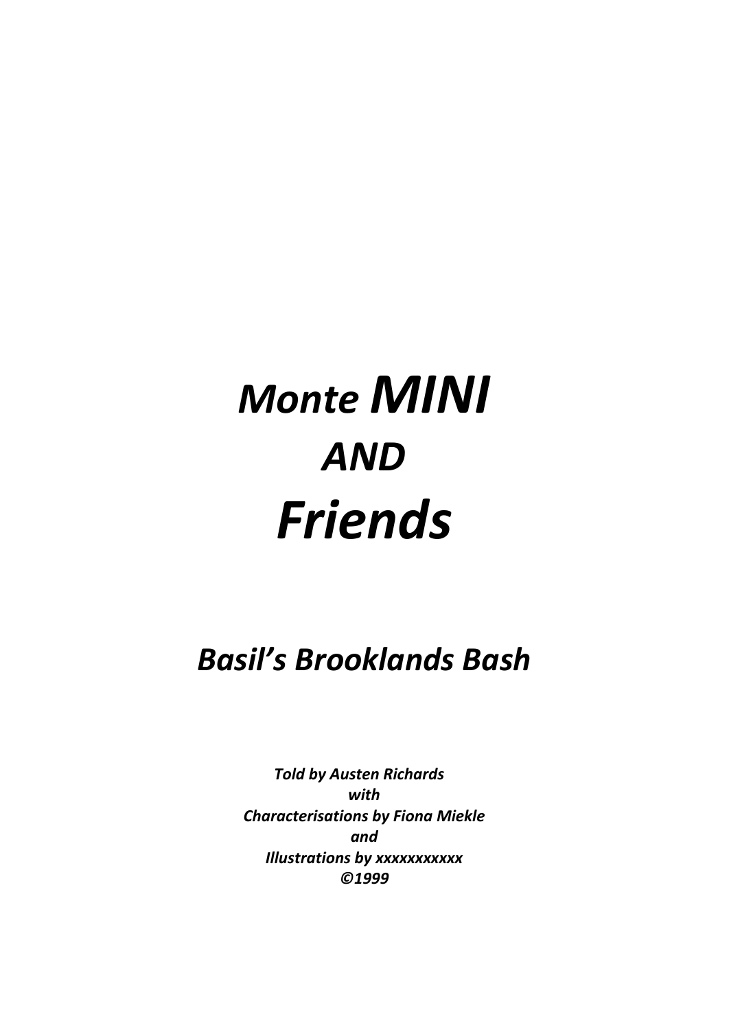# *Monte MINI AND Friends*

## *Basil's Brooklands Bash*

***Told by Austen Richards***
***with***
***Characterisations by Fiona Miekle***
***and***
***Illustrations by xxxxxxxxxxx***
***©1999***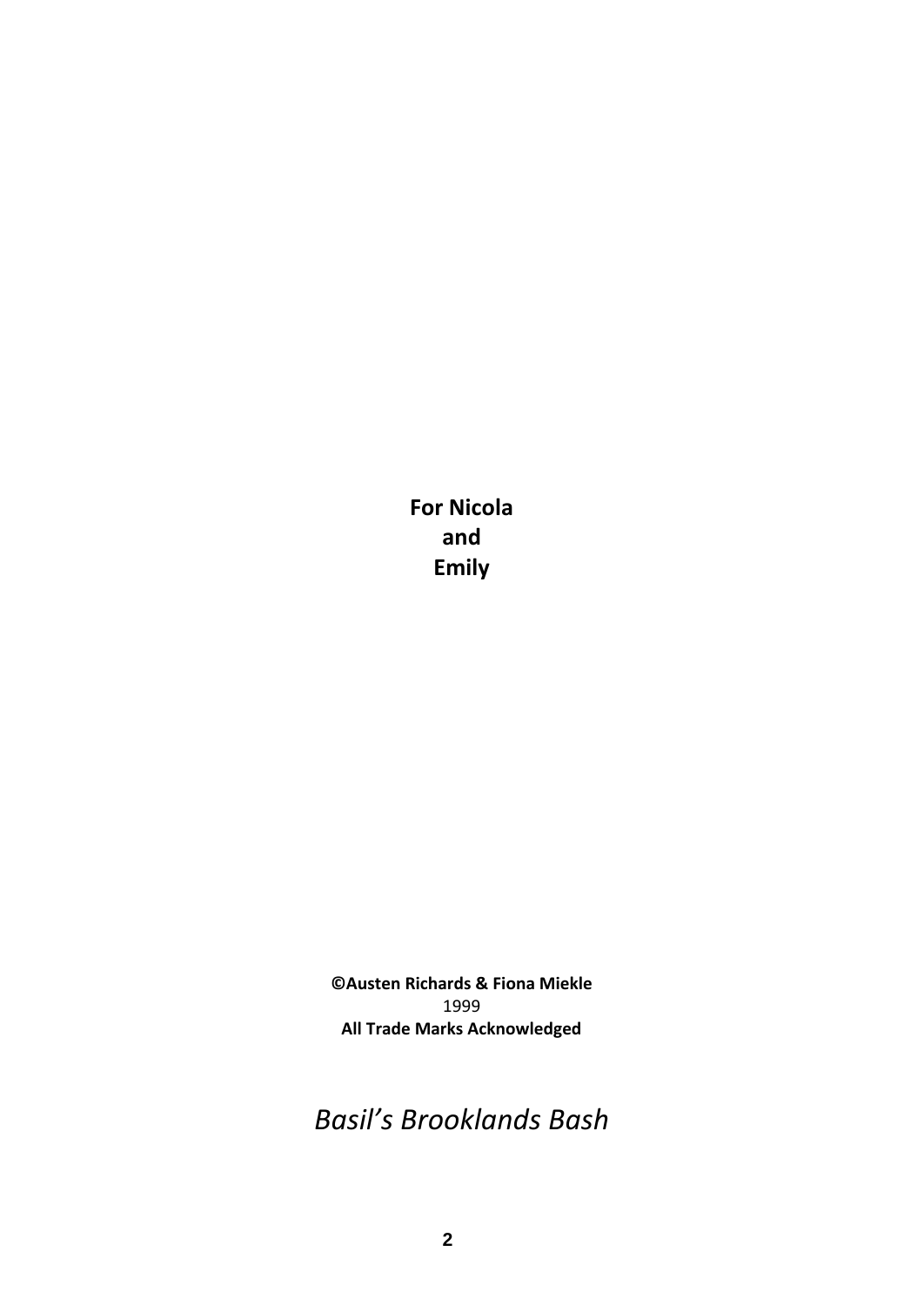**For Nicola**
**and**
**Emily**

**©Austen Richards & Fiona Miekle**
1999
**All Trade Marks Acknowledged**

*Basil's Brooklands Bash*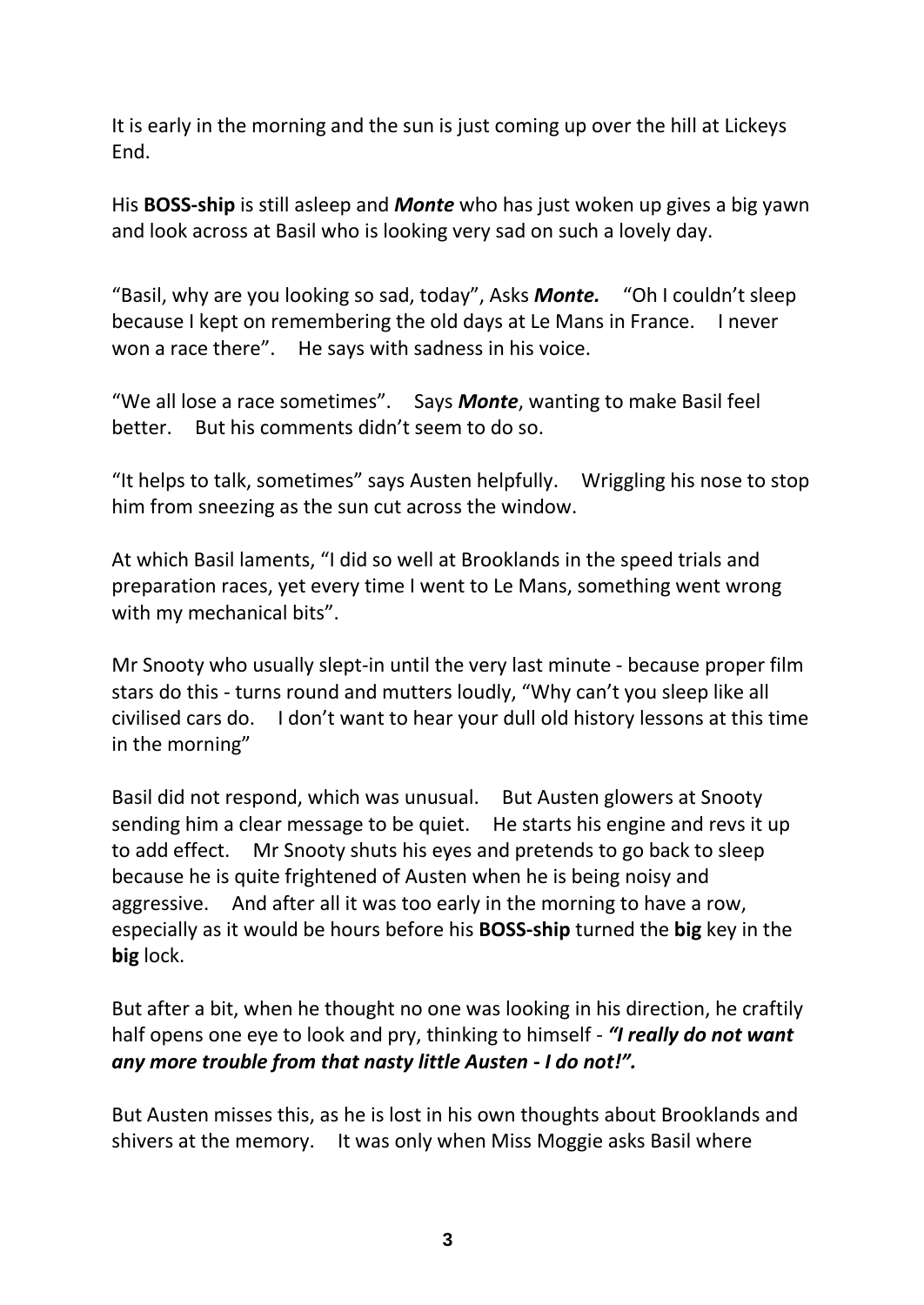It is early in the morning and the sun is just coming up over the hill at Lickeys End.

His **BOSS-ship** is still asleep and ***Monte*** who has just woken up gives a big yawn and look across at Basil who is looking very sad on such a lovely day.

"Basil, why are you looking so sad, today", Asks ***Monte.*** "Oh I couldn't sleep because I kept on remembering the old days at Le Mans in France. I never won a race there". He says with sadness in his voice.

"We all lose a race sometimes". Says ***Monte***, wanting to make Basil feel better. But his comments didn't seem to do so.

"It helps to talk, sometimes" says Austen helpfully. Wriggling his nose to stop him from sneezing as the sun cut across the window.

At which Basil laments, "I did so well at Brooklands in the speed trials and preparation races, yet every time I went to Le Mans, something went wrong with my mechanical bits".

Mr Snooty who usually slept-in until the very last minute - because proper film stars do this - turns round and mutters loudly, "Why can't you sleep like all civilised cars do. I don't want to hear your dull old history lessons at this time in the morning"

Basil did not respond, which was unusual. But Austen glowers at Snooty sending him a clear message to be quiet. He starts his engine and revs it up to add effect. Mr Snooty shuts his eyes and pretends to go back to sleep because he is quite frightened of Austen when he is being noisy and aggressive. And after all it was too early in the morning to have a row, especially as it would be hours before his **BOSS-ship** turned the **big** key in the **big** lock.

But after a bit, when he thought no one was looking in his direction, he craftily half opens one eye to look and pry, thinking to himself - ***"I really do not want any more trouble from that nasty little Austen - I do not!".***

But Austen misses this, as he is lost in his own thoughts about Brooklands and shivers at the memory. It was only when Miss Moggie asks Basil where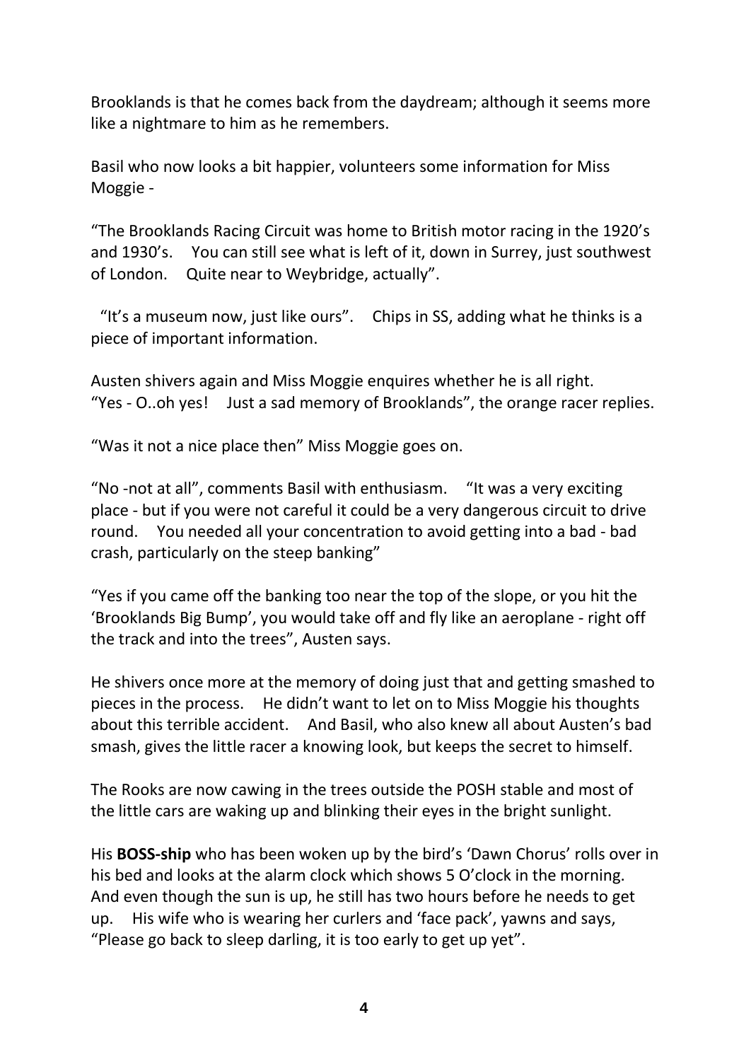Brooklands is that he comes back from the daydream; although it seems more like a nightmare to him as he remembers.

Basil who now looks a bit happier, volunteers some information for Miss Moggie -

“The Brooklands Racing Circuit was home to British motor racing in the 1920’s and 1930’s. You can still see what is left of it, down in Surrey, just southwest of London. Quite near to Weybridge, actually”.

“It’s a museum now, just like ours”. Chips in SS, adding what he thinks is a piece of important information.

Austen shivers again and Miss Moggie enquires whether he is all right. “Yes - O..oh yes! Just a sad memory of Brooklands”, the orange racer replies.

“Was it not a nice place then” Miss Moggie goes on.

“No -not at all”, comments Basil with enthusiasm. “It was a very exciting place - but if you were not careful it could be a very dangerous circuit to drive round. You needed all your concentration to avoid getting into a bad - bad crash, particularly on the steep banking”

“Yes if you came off the banking too near the top of the slope, or you hit the ‘Brooklands Big Bump’, you would take off and fly like an aeroplane - right off the track and into the trees”, Austen says.

He shivers once more at the memory of doing just that and getting smashed to pieces in the process. He didn’t want to let on to Miss Moggie his thoughts about this terrible accident. And Basil, who also knew all about Austen’s bad smash, gives the little racer a knowing look, but keeps the secret to himself.

The Rooks are now cawing in the trees outside the POSH stable and most of the little cars are waking up and blinking their eyes in the bright sunlight.

His **BOSS-ship** who has been woken up by the bird’s ‘Dawn Chorus’ rolls over in his bed and looks at the alarm clock which shows 5 O’clock in the morning. And even though the sun is up, he still has two hours before he needs to get up. His wife who is wearing her curlers and ‘face pack’, yawns and says, “Please go back to sleep darling, it is too early to get up yet”.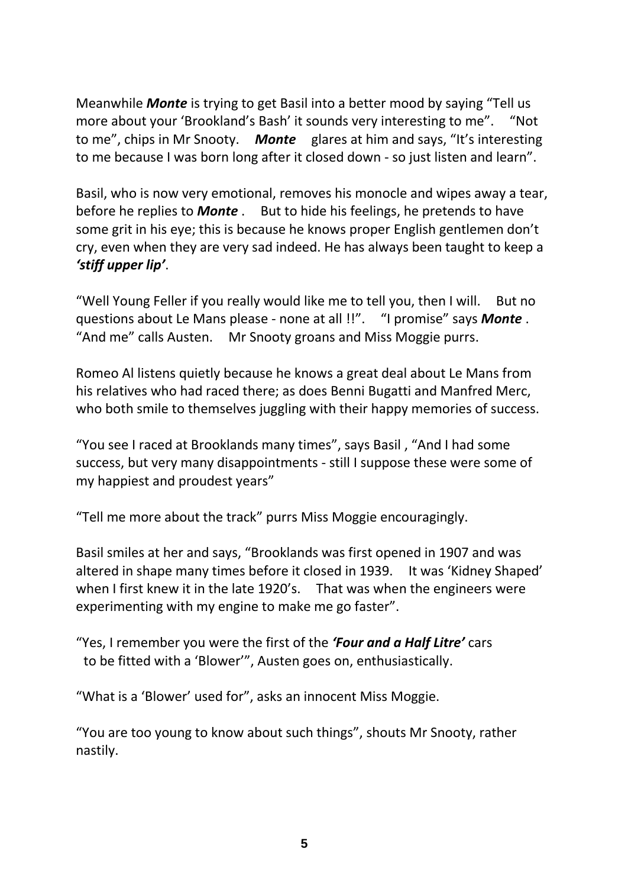Meanwhile ***Monte*** is trying to get Basil into a better mood by saying "Tell us more about your 'Brookland's Bash' it sounds very interesting to me". "Not to me", chips in Mr Snooty. ***Monte*** glares at him and says, "It's interesting to me because I was born long after it closed down - so just listen and learn".

Basil, who is now very emotional, removes his monocle and wipes away a tear, before he replies to ***Monte*** . But to hide his feelings, he pretends to have some grit in his eye; this is because he knows proper English gentlemen don't cry, even when they are very sad indeed. He has always been taught to keep a ***'stiff upper lip'***.

"Well Young Feller if you really would like me to tell you, then I will. But no questions about Le Mans please - none at all !!". "I promise" says ***Monte*** . "And me" calls Austen. Mr Snooty groans and Miss Moggie purrs.

Romeo Al listens quietly because he knows a great deal about Le Mans from his relatives who had raced there; as does Benni Bugatti and Manfred Merc, who both smile to themselves juggling with their happy memories of success.

"You see I raced at Brooklands many times", says Basil , "And I had some success, but very many disappointments - still I suppose these were some of my happiest and proudest years"

"Tell me more about the track" purrs Miss Moggie encouragingly.

Basil smiles at her and says, "Brooklands was first opened in 1907 and was altered in shape many times before it closed in 1939. It was 'Kidney Shaped' when I first knew it in the late 1920's. That was when the engineers were experimenting with my engine to make me go faster".

"Yes, I remember you were the first of the ***'Four and a Half Litre'*** cars to be fitted with a 'Blower'", Austen goes on, enthusiastically.

"What is a 'Blower' used for", asks an innocent Miss Moggie.

"You are too young to know about such things", shouts Mr Snooty, rather nastily.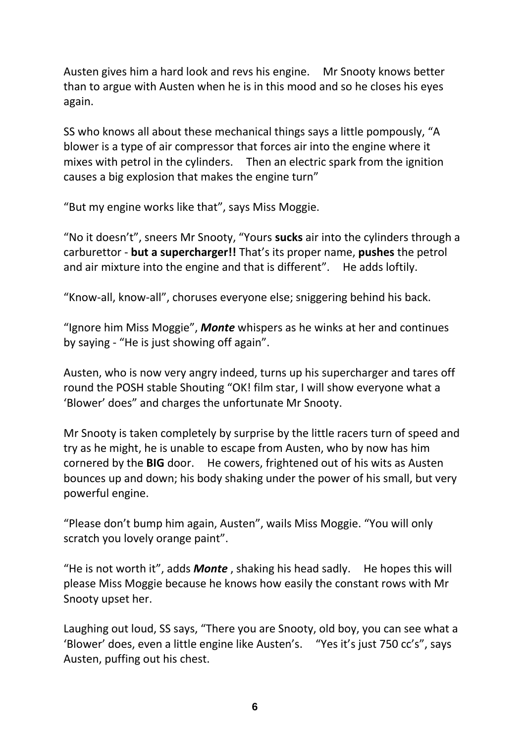Austen gives him a hard look and revs his engine. Mr Snooty knows better than to argue with Austen when he is in this mood and so he closes his eyes again.

SS who knows all about these mechanical things says a little pompously, "A blower is a type of air compressor that forces air into the engine where it mixes with petrol in the cylinders. Then an electric spark from the ignition causes a big explosion that makes the engine turn"

"But my engine works like that", says Miss Moggie.

"No it doesn't", sneers Mr Snooty, "Yours **sucks** air into the cylinders through a carburettor - **but a supercharger!!** That's its proper name, **pushes** the petrol and air mixture into the engine and that is different". He adds loftily.

"Know-all, know-all", choruses everyone else; sniggering behind his back.

"Ignore him Miss Moggie", ***Monte*** whispers as he winks at her and continues by saying - "He is just showing off again".

Austen, who is now very angry indeed, turns up his supercharger and tares off round the POSH stable Shouting "OK! film star, I will show everyone what a 'Blower' does" and charges the unfortunate Mr Snooty.

Mr Snooty is taken completely by surprise by the little racers turn of speed and try as he might, he is unable to escape from Austen, who by now has him cornered by the **BIG** door. He cowers, frightened out of his wits as Austen bounces up and down; his body shaking under the power of his small, but very powerful engine.

"Please don't bump him again, Austen", wails Miss Moggie. "You will only scratch you lovely orange paint".

"He is not worth it", adds ***Monte*** , shaking his head sadly. He hopes this will please Miss Moggie because he knows how easily the constant rows with Mr Snooty upset her.

Laughing out loud, SS says, "There you are Snooty, old boy, you can see what a 'Blower' does, even a little engine like Austen's. "Yes it's just 750 cc's", says Austen, puffing out his chest.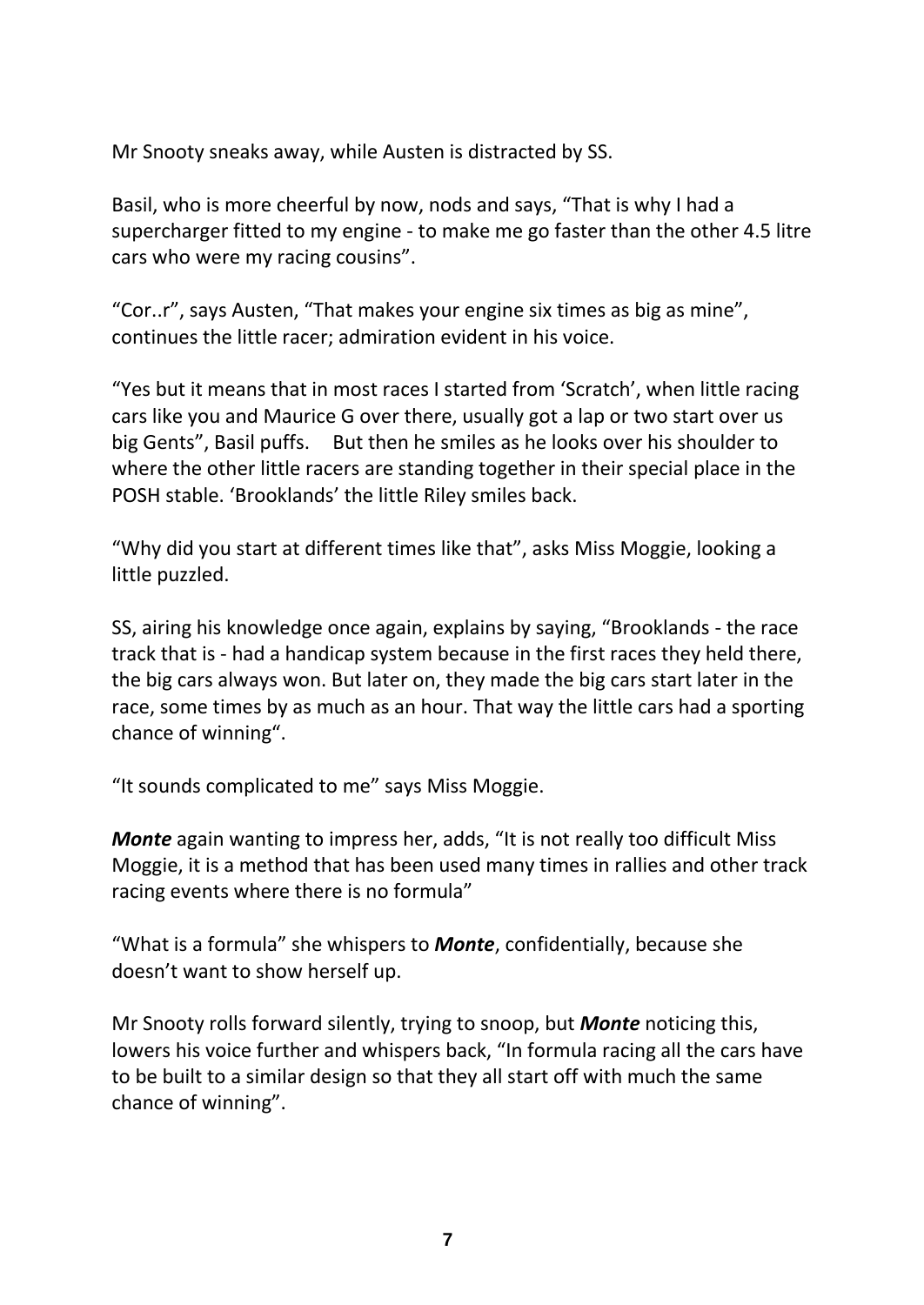Mr Snooty sneaks away, while Austen is distracted by SS.

Basil, who is more cheerful by now, nods and says, “That is why I had a supercharger fitted to my engine - to make me go faster than the other 4.5 litre cars who were my racing cousins”.

“Cor..r”, says Austen, “That makes your engine six times as big as mine”, continues the little racer; admiration evident in his voice.

“Yes but it means that in most races I started from ‘Scratch’, when little racing cars like you and Maurice G over there, usually got a lap or two start over us big Gents”, Basil puffs.    But then he smiles as he looks over his shoulder to where the other little racers are standing together in their special place in the POSH stable. ‘Brooklands’ the little Riley smiles back.

“Why did you start at different times like that”, asks Miss Moggie, looking a little puzzled.

SS, airing his knowledge once again, explains by saying, “Brooklands - the race track that is - had a handicap system because in the first races they held there, the big cars always won. But later on, they made the big cars start later in the race, some times by as much as an hour. That way the little cars had a sporting chance of winning“.

“It sounds complicated to me” says Miss Moggie.

***Monte*** again wanting to impress her, adds, “It is not really too difficult Miss Moggie, it is a method that has been used many times in rallies and other track racing events where there is no formula”

“What is a formula” she whispers to ***Monte***, confidentially, because she doesn’t want to show herself up.

Mr Snooty rolls forward silently, trying to snoop, but ***Monte*** noticing this, lowers his voice further and whispers back, “In formula racing all the cars have to be built to a similar design so that they all start off with much the same chance of winning”.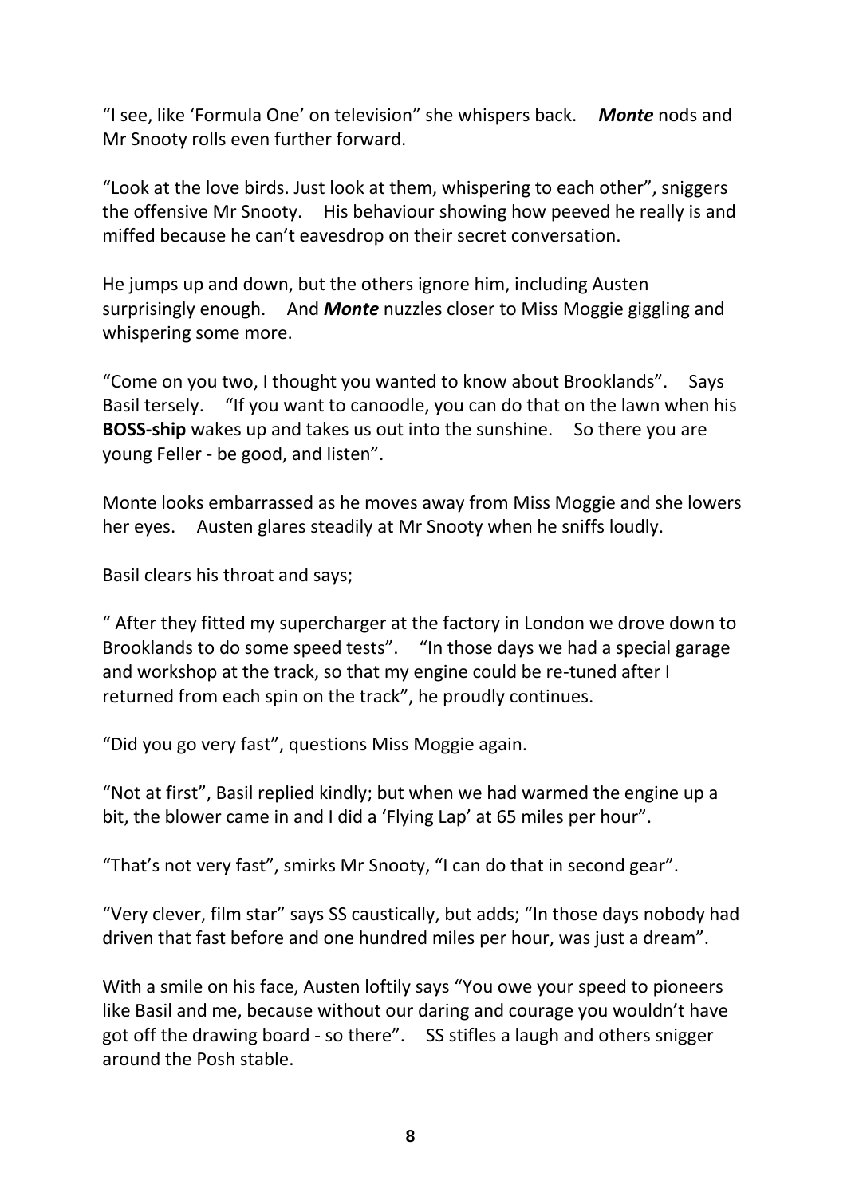“I see, like ‘Formula One’ on television” she whispers back. ***Monte*** nods and Mr Snooty rolls even further forward.

“Look at the love birds. Just look at them, whispering to each other”, sniggers the offensive Mr Snooty. His behaviour showing how peeved he really is and miffed because he can’t eavesdrop on their secret conversation.

He jumps up and down, but the others ignore him, including Austen surprisingly enough. And ***Monte*** nuzzles closer to Miss Moggie giggling and whispering some more.

“Come on you two, I thought you wanted to know about Brooklands”. Says Basil tersely. “If you want to canoodle, you can do that on the lawn when his **BOSS-ship** wakes up and takes us out into the sunshine. So there you are young Feller - be good, and listen”.

Monte looks embarrassed as he moves away from Miss Moggie and she lowers her eyes. Austen glares steadily at Mr Snooty when he sniffs loudly.

Basil clears his throat and says;

“ After they fitted my supercharger at the factory in London we drove down to Brooklands to do some speed tests”. “In those days we had a special garage and workshop at the track, so that my engine could be re-tuned after I returned from each spin on the track”, he proudly continues.

“Did you go very fast”, questions Miss Moggie again.

“Not at first”, Basil replied kindly; but when we had warmed the engine up a bit, the blower came in and I did a ‘Flying Lap’ at 65 miles per hour”.

“That’s not very fast”, smirks Mr Snooty, “I can do that in second gear”.

“Very clever, film star” says SS caustically, but adds; “In those days nobody had driven that fast before and one hundred miles per hour, was just a dream”.

With a smile on his face, Austen loftily says “You owe your speed to pioneers like Basil and me, because without our daring and courage you wouldn’t have got off the drawing board - so there”. SS stifles a laugh and others snigger around the Posh stable.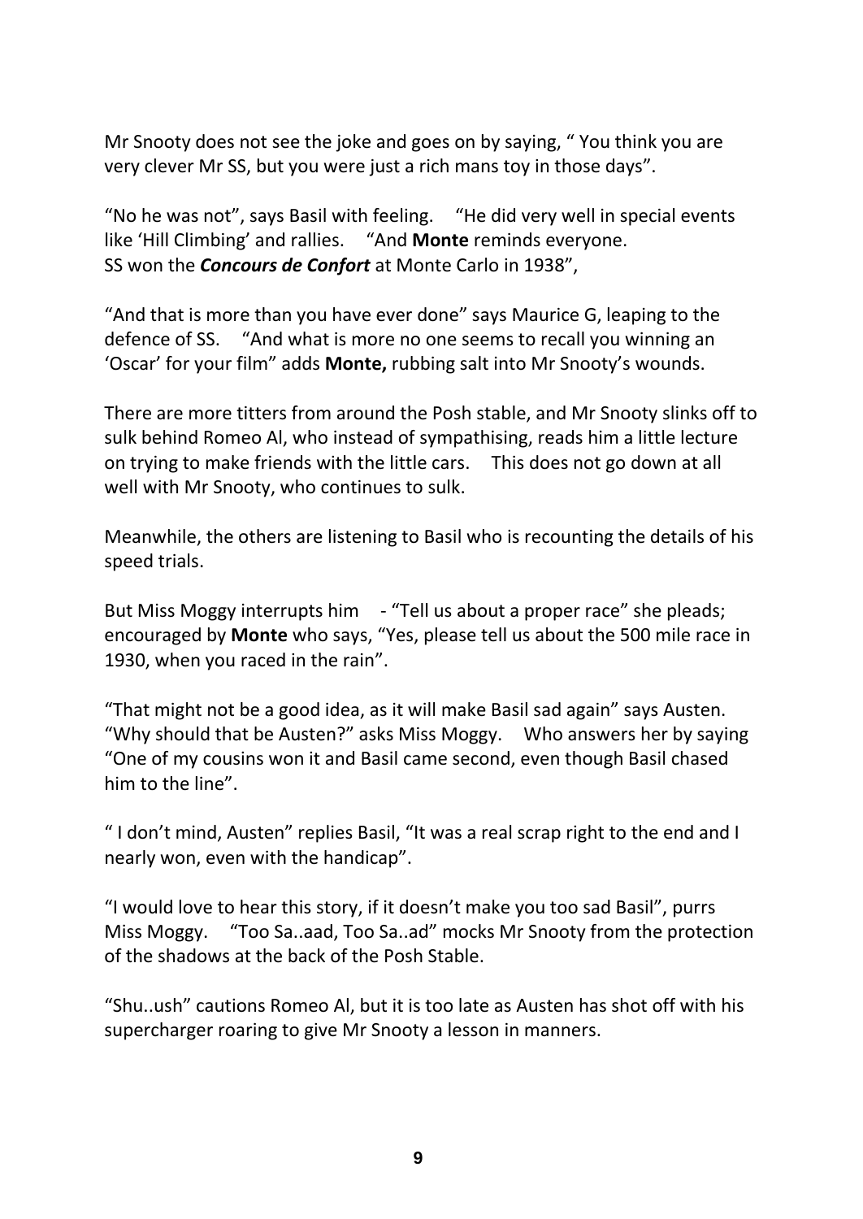Mr Snooty does not see the joke and goes on by saying, " You think you are very clever Mr SS, but you were just a rich mans toy in those days".

"No he was not", says Basil with feeling. "He did very well in special events like 'Hill Climbing' and rallies. "And **Monte** reminds everyone. SS won the ***Concours de Confort*** at Monte Carlo in 1938",

"And that is more than you have ever done" says Maurice G, leaping to the defence of SS. "And what is more no one seems to recall you winning an 'Oscar' for your film" adds **Monte,** rubbing salt into Mr Snooty's wounds.

There are more titters from around the Posh stable, and Mr Snooty slinks off to sulk behind Romeo Al, who instead of sympathising, reads him a little lecture on trying to make friends with the little cars. This does not go down at all well with Mr Snooty, who continues to sulk.

Meanwhile, the others are listening to Basil who is recounting the details of his speed trials.

But Miss Moggy interrupts him - "Tell us about a proper race" she pleads; encouraged by **Monte** who says, "Yes, please tell us about the 500 mile race in 1930, when you raced in the rain".

"That might not be a good idea, as it will make Basil sad again" says Austen. "Why should that be Austen?" asks Miss Moggy. Who answers her by saying "One of my cousins won it and Basil came second, even though Basil chased him to the line".

" I don't mind, Austen" replies Basil, "It was a real scrap right to the end and I nearly won, even with the handicap".

"I would love to hear this story, if it doesn't make you too sad Basil", purrs Miss Moggy. "Too Sa..aad, Too Sa..ad" mocks Mr Snooty from the protection of the shadows at the back of the Posh Stable.

"Shu..ush" cautions Romeo Al, but it is too late as Austen has shot off with his supercharger roaring to give Mr Snooty a lesson in manners.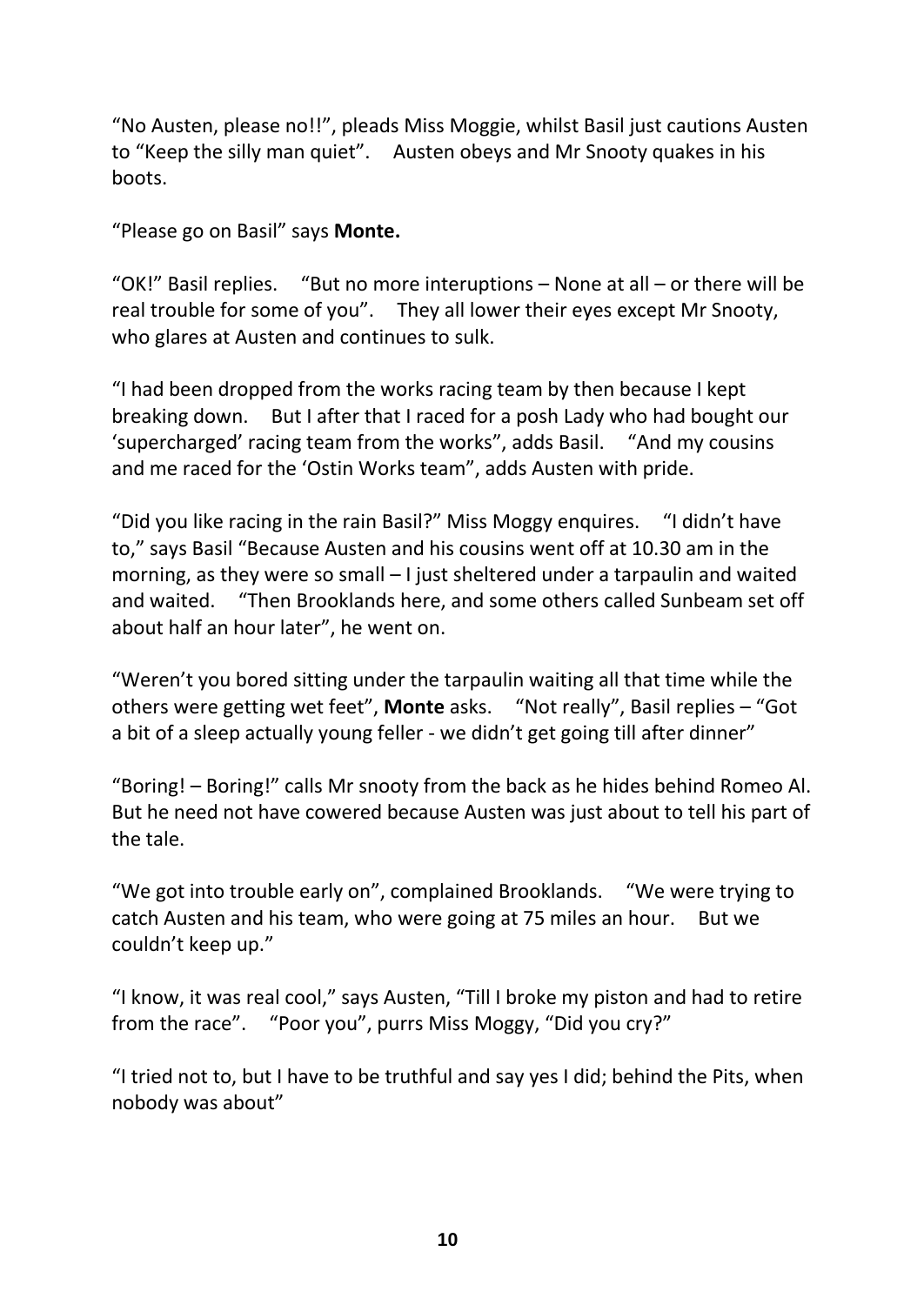“No Austen, please no!!”, pleads Miss Moggie, whilst Basil just cautions Austen to “Keep the silly man quiet”. Austen obeys and Mr Snooty quakes in his boots.

“Please go on Basil” says **Monte.**

“OK!” Basil replies. “But no more interuptions – None at all – or there will be real trouble for some of you”. They all lower their eyes except Mr Snooty, who glares at Austen and continues to sulk.

“I had been dropped from the works racing team by then because I kept breaking down. But I after that I raced for a posh Lady who had bought our ‘supercharged’ racing team from the works”, adds Basil. “And my cousins and me raced for the ‘Ostin Works team”, adds Austen with pride.

“Did you like racing in the rain Basil?” Miss Moggy enquires. “I didn’t have to,” says Basil “Because Austen and his cousins went off at 10.30 am in the morning, as they were so small – I just sheltered under a tarpaulin and waited and waited. “Then Brooklands here, and some others called Sunbeam set off about half an hour later”, he went on.

“Weren’t you bored sitting under the tarpaulin waiting all that time while the others were getting wet feet”, **Monte** asks. “Not really”, Basil replies – “Got a bit of a sleep actually young feller - we didn’t get going till after dinner”

“Boring! – Boring!” calls Mr snooty from the back as he hides behind Romeo Al. But he need not have cowered because Austen was just about to tell his part of the tale.

“We got into trouble early on”, complained Brooklands. “We were trying to catch Austen and his team, who were going at 75 miles an hour. But we couldn’t keep up.”

“I know, it was real cool,” says Austen, “Till I broke my piston and had to retire from the race”. “Poor you”, purrs Miss Moggy, “Did you cry?”

“I tried not to, but I have to be truthful and say yes I did; behind the Pits, when nobody was about”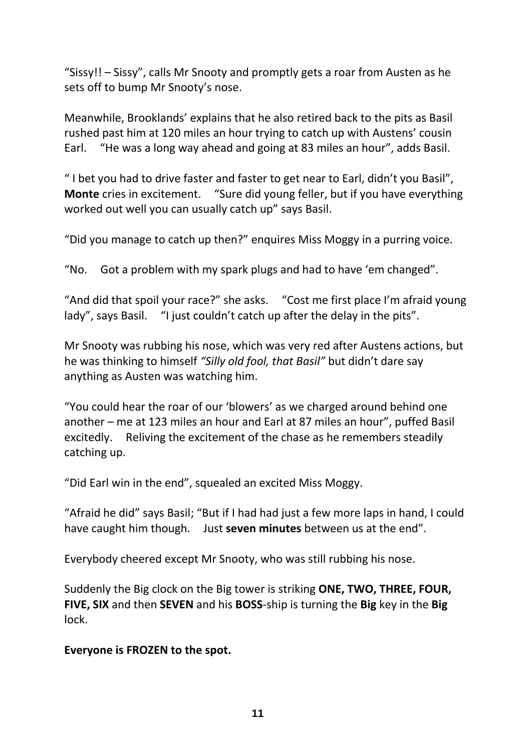"Sissy!! – Sissy", calls Mr Snooty and promptly gets a roar from Austen as he sets off to bump Mr Snooty's nose.

Meanwhile, Brooklands' explains that he also retired back to the pits as Basil rushed past him at 120 miles an hour trying to catch up with Austens' cousin Earl. "He was a long way ahead and going at 83 miles an hour", adds Basil.

" I bet you had to drive faster and faster to get near to Earl, didn't you Basil", **Monte** cries in excitement. "Sure did young feller, but if you have everything worked out well you can usually catch up" says Basil.

"Did you manage to catch up then?" enquires Miss Moggy in a purring voice.

"No. Got a problem with my spark plugs and had to have 'em changed".

"And did that spoil your race?" she asks. "Cost me first place I'm afraid young lady", says Basil. "I just couldn't catch up after the delay in the pits".

Mr Snooty was rubbing his nose, which was very red after Austens actions, but he was thinking to himself *"Silly old fool, that Basil"* but didn't dare say anything as Austen was watching him.

"You could hear the roar of our 'blowers' as we charged around behind one another – me at 123 miles an hour and Earl at 87 miles an hour", puffed Basil excitedly. Reliving the excitement of the chase as he remembers steadily catching up.

"Did Earl win in the end", squealed an excited Miss Moggy.

"Afraid he did" says Basil; "But if I had had just a few more laps in hand, I could have caught him though. Just **seven minutes** between us at the end".

Everybody cheered except Mr Snooty, who was still rubbing his nose.

Suddenly the Big clock on the Big tower is striking **ONE, TWO, THREE, FOUR, FIVE, SIX** and then **SEVEN** and his **BOSS**-ship is turning the **Big** key in the **Big** lock.

**Everyone is FROZEN to the spot.**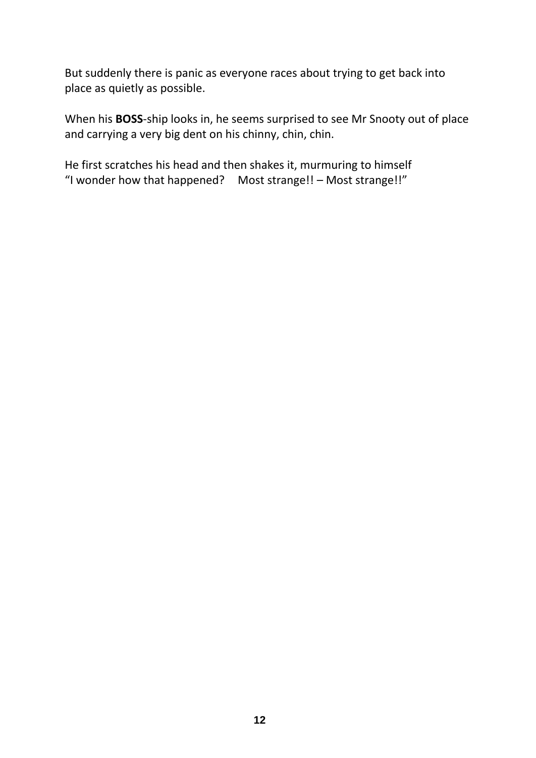But suddenly there is panic as everyone races about trying to get back into place as quietly as possible.

When his **BOSS**-ship looks in, he seems surprised to see Mr Snooty out of place and carrying a very big dent on his chinny, chin, chin.

He first scratches his head and then shakes it, murmuring to himself
"I wonder how that happened?    Most strange!! – Most strange!!"